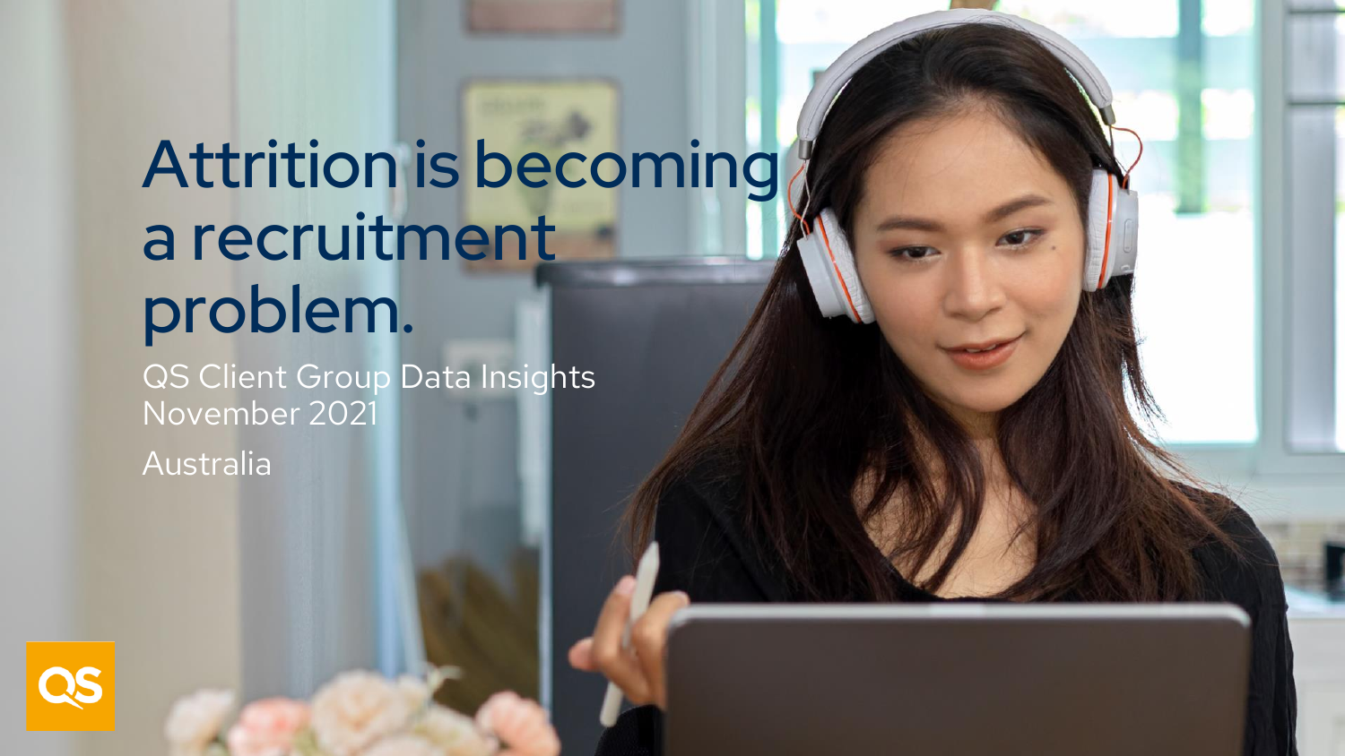# Attrition is becoming a recruitment problem.

QS Client Group Data Insights
November 2021

Australia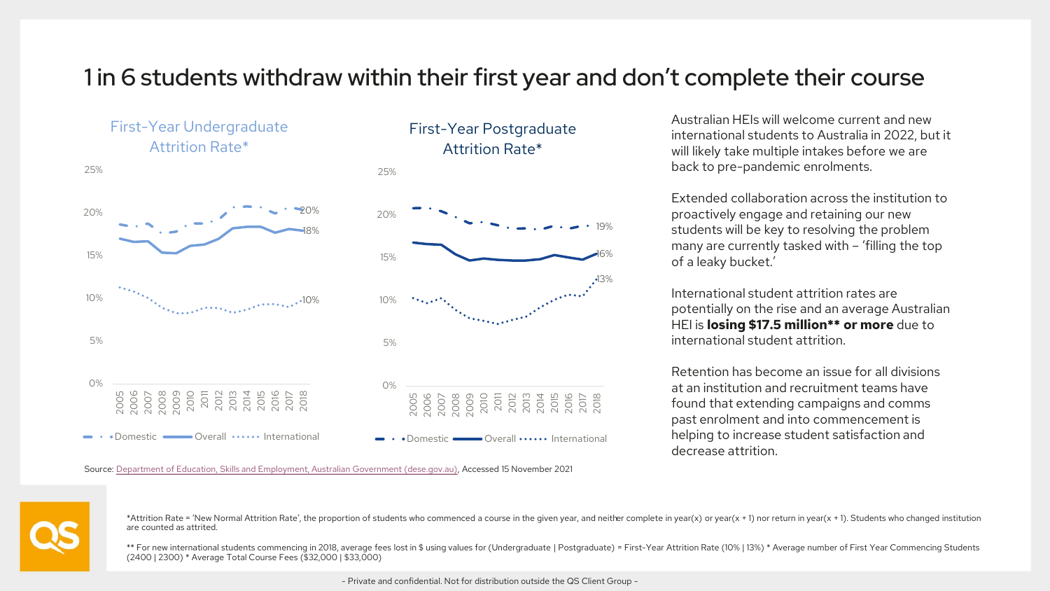# 1 in 6 students withdraw within their first year and don't complete their course

### First-Year Undergraduate Attrition Rate*

25%
20%
15%
10%
5%
0%

2005 2006 2007 2008 2009 2010 2011 2012 2013 2014 2015 2016 2017 2018

20% 18% 10%

Domestic — Overall — International

### First-Year Postgraduate Attrition Rate*

25%
20%
15%
10%
5%
0%

2005 2006 2007 2008 2009 2010 2011 2012 2013 2014 2015 2016 2017 2018

19% 16% 13%

Domestic — Overall — International

Australian HEIs will welcome current and new international students to Australia in 2022, but it will likely take multiple intakes before we are back to pre-pandemic enrolments.

Extended collaboration across the institution to proactively engage and retaining our new students will be key to resolving the problem many are currently tasked with – 'filling the top of a leaky bucket.'

International student attrition rates are potentially on the rise and an average Australian HEI is **losing $17.5 million** or more** due to international student attrition.

Retention has become an issue for all divisions at an institution and recruitment teams have found that extending campaigns and comms past enrolment and into commencement is helping to increase student satisfaction and decrease attrition.

Source: Department of Education, Skills and Employment, Australian Government (dese.gov.au), Accessed 15 November 2021

*Attrition Rate = 'New Normal Attrition Rate', the proportion of students who commenced a course in the given year, and neither complete in year(x) or year(x + 1) nor return in year(x + 1). Students who changed institution are counted as attrited.

** For new international students commencing in 2018, average fees lost in $ using values for (Undergraduate | Postgraduate) = First-Year Attrition Rate (10% | 13%) * Average number of First Year Commencing Students (2400 | 2300) * Average Total Course Fees ($32,000 | $33,000)

- Private and confidential. Not for distribution outside the QS Client Group -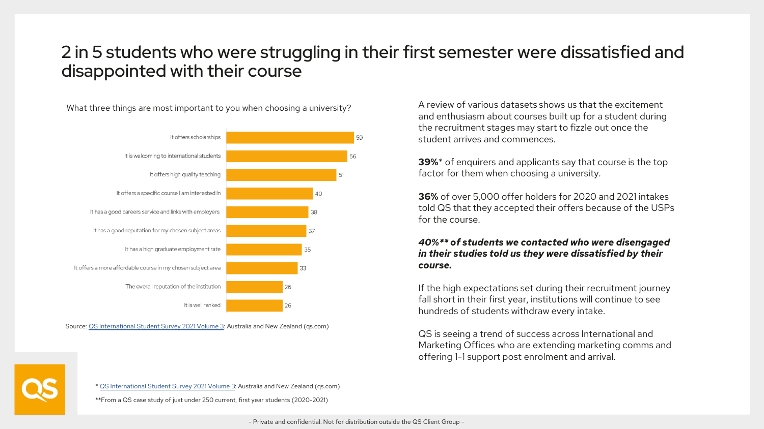# 2 in 5 students who were struggling in their first semester were dissatisfied and disappointed with their course

What three things are most important to you when choosing a university?

| Factor | % |
| --- | --- |
| It offers scholarships | 59 |
| It is welcoming to international students | 56 |
| It offers high quality teaching | 51 |
| It offers a specific course I am interested in | 40 |
| It has a good careers service and links with employers | 38 |
| It has a good reputation for my chosen subject areas | 37 |
| It has a high graduate employment rate | 35 |
| It offers a more affordable course in my chosen subject area | 33 |
| The overall reputation of the institution | 26 |
| It is well ranked | 26 |

Source: QS International Student Survey 2021 Volume 3: Australia and New Zealand (qs.com)

A review of various datasets shows us that the excitement and enthusiasm about courses built up for a student during the recruitment stages may start to fizzle out once the student arrives and commences.

**39%*** of enquirers and applicants say that course is the top factor for them when choosing a university.

**36%** of over 5,000 offer holders for 2020 and 2021 intakes told QS that they accepted their offers because of the USPs for the course.

***40%** of students we contacted who were disengaged in their studies told us they were dissatisfied by their course.***

If the high expectations set during their recruitment journey fall short in their first year, institutions will continue to see hundreds of students withdraw every intake.

QS is seeing a trend of success across International and Marketing Offices who are extending marketing comms and offering 1-1 support post enrolment and arrival.

* QS International Student Survey 2021 Volume 3: Australia and New Zealand (qs.com)

**From a QS case study of just under 250 current, first year students (2020-2021)

- Private and confidential. Not for distribution outside the QS Client Group -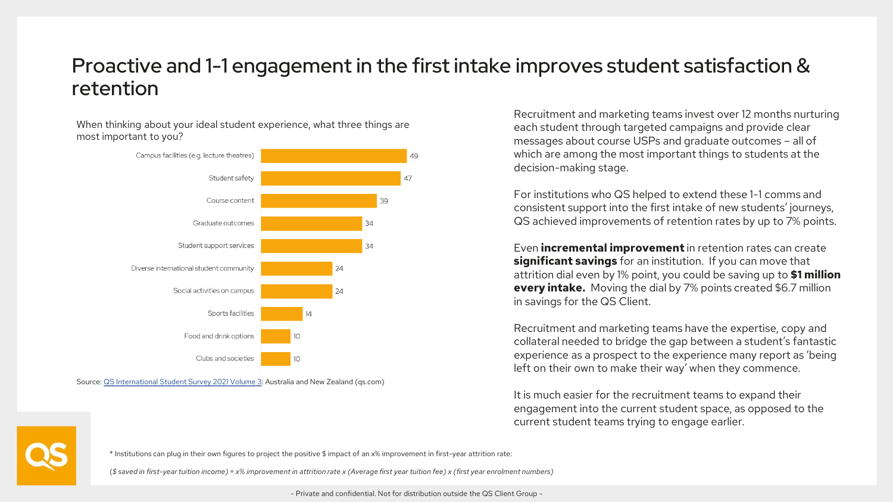# Proactive and 1-1 engagement in the first intake improves student satisfaction & retention

When thinking about your ideal student experience, what three things are most important to you?

| Item | Value |
| --- | --- |
| Campus facilities (e.g. lecture theatres) | 49 |
| Student safety | 47 |
| Course content | 39 |
| Graduate outcomes | 34 |
| Student support services | 34 |
| Diverse international student community | 24 |
| Social activities on campus | 24 |
| Sports facilities | 14 |
| Food and drink options | 10 |
| Clubs and societies | 10 |

Source: [QS International Student Survey 2021 Volume 3](qs.com): Australia and New Zealand (qs.com)

Recruitment and marketing teams invest over 12 months nurturing each student through targeted campaigns and provide clear messages about course USPs and graduate outcomes – all of which are among the most important things to students at the decision-making stage.

For institutions who QS helped to extend these 1-1 comms and consistent support into the first intake of new students' journeys, QS achieved improvements of retention rates by up to 7% points.

Even **incremental improvement** in retention rates can create **significant savings** for an institution. If you can move that attrition dial even by 1% point, you could be saving up to **$1 million every intake.** Moving the dial by 7% points created $6.7 million in savings for the QS Client.

Recruitment and marketing teams have the expertise, copy and collateral needed to bridge the gap between a student's fantastic experience as a prospect to the experience many report as 'being left on their own to make their way' when they commence.

It is much easier for the recruitment teams to expand their engagement into the current student space, as opposed to the current student teams trying to engage earlier.

* Institutions can plug in their own figures to project the positive $ impact of an x% improvement in first-year attrition rate:

*($ saved in first-year tuition income) = x% improvement in attrition rate x (Average first year tuition fee) x (first year enrolment numbers)*

- Private and confidential. Not for distribution outside the QS Client Group -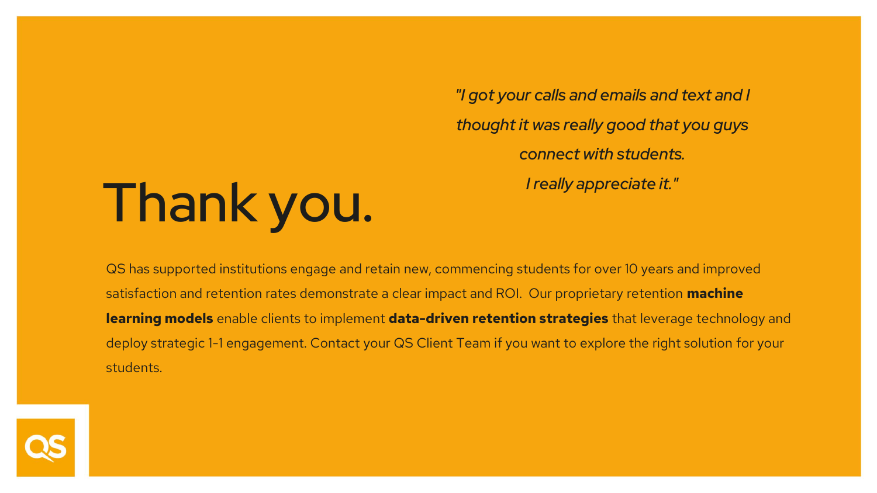*"I got your calls and emails and text and I thought it was really good that you guys connect with students.*
*I really appreciate it."*

# Thank you.

QS has supported institutions engage and retain new, commencing students for over 10 years and improved satisfaction and retention rates demonstrate a clear impact and ROI.  Our proprietary retention **machine learning models** enable clients to implement **data-driven retention strategies** that leverage technology and deploy strategic 1-1 engagement. Contact your QS Client Team if you want to explore the right solution for your students.

QS